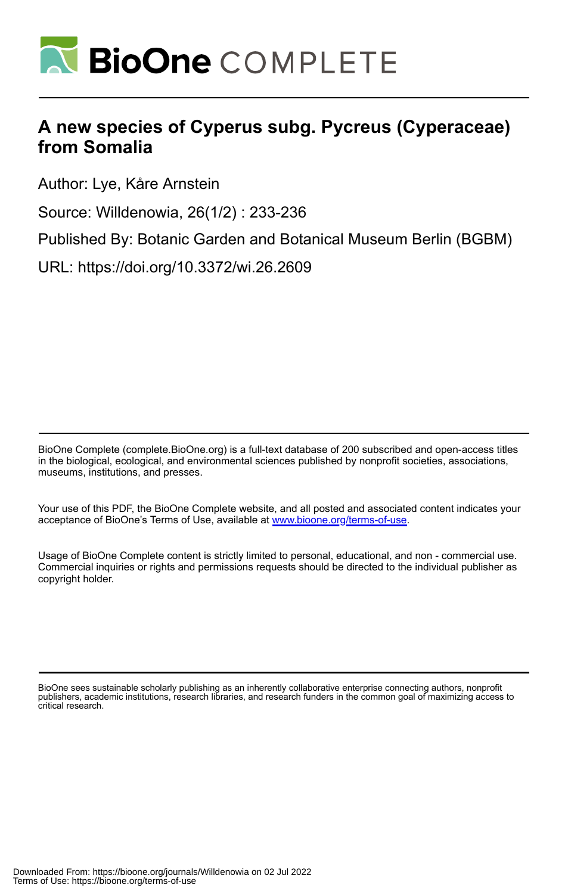# A new species of Cyperus subg. Pycreus (Cyperaceae) from Somalia

Author: Lye, Kåre Arnstein

Source: Willdenowia, 26(1/2) : 233-236

Published By: Botanic Garden and Botanical Museum Berlin (BGBM)

URL: https://doi.org/10.3372/wi.26.2609

BioOne Complete (complete.BioOne.org) is a full-text database of 200 subscribed and open-access titles in the biological, ecological, and environmental sciences published by nonprofit societies, associations, museums, institutions, and presses.

Your use of this PDF, the BioOne Complete website, and all posted and associated content indicates your acceptance of BioOne's Terms of Use, available at www.bioone.org/terms-of-use.

Usage of BioOne Complete content is strictly limited to personal, educational, and non - commercial use. Commercial inquiries or rights and permissions requests should be directed to the individual publisher as copyright holder.

BioOne sees sustainable scholarly publishing as an inherently collaborative enterprise connecting authors, nonprofit publishers, academic institutions, research libraries, and research funders in the common goal of maximizing access to critical research.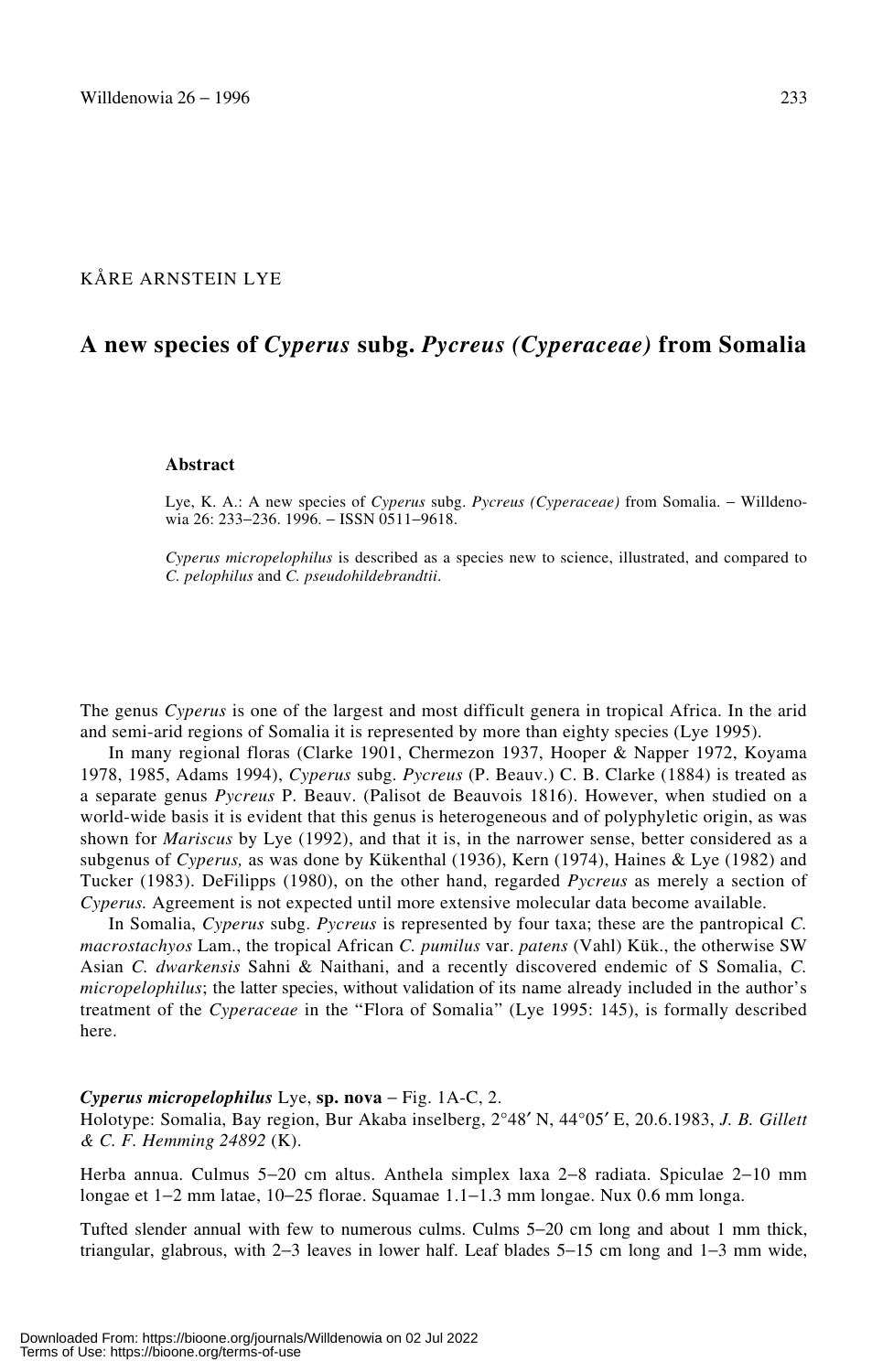KÅRE ARNSTEIN LYE

# A new species of *Cyperus* subg. *Pycreus (Cyperaceae)* from Somalia

### Abstract

Lye, K. A.: A new species of *Cyperus* subg. *Pycreus (Cyperaceae)* from Somalia. – Willdenowia 26: 233–236. 1996. – ISSN 0511–9618.

*Cyperus micropelophilus* is described as a species new to science, illustrated, and compared to *C. pelophilus* and *C. pseudohildebrandtii*.

The genus *Cyperus* is one of the largest and most difficult genera in tropical Africa. In the arid and semi-arid regions of Somalia it is represented by more than eighty species (Lye 1995).

In many regional floras (Clarke 1901, Chermezon 1937, Hooper & Napper 1972, Koyama 1978, 1985, Adams 1994), *Cyperus* subg. *Pycreus* (P. Beauv.) C. B. Clarke (1884) is treated as a separate genus *Pycreus* P. Beauv. (Palisot de Beauvois 1816). However, when studied on a world-wide basis it is evident that this genus is heterogeneous and of polyphyletic origin, as was shown for *Mariscus* by Lye (1992), and that it is, in the narrower sense, better considered as a subgenus of *Cyperus,* as was done by Kükenthal (1936), Kern (1974), Haines & Lye (1982) and Tucker (1983). DeFilipps (1980), on the other hand, regarded *Pycreus* as merely a section of *Cyperus.* Agreement is not expected until more extensive molecular data become available.

In Somalia, *Cyperus* subg. *Pycreus* is represented by four taxa; these are the pantropical *C. macrostachyos* Lam., the tropical African *C. pumilus* var. *patens* (Vahl) Kük., the otherwise SW Asian *C. dwarkensis* Sahni & Naithani, and a recently discovered endemic of S Somalia, *C. micropelophilus*; the latter species, without validation of its name already included in the author's treatment of the *Cyperaceae* in the "Flora of Somalia" (Lye 1995: 145), is formally described here.

***Cyperus micropelophilus*** Lye, **sp. nova** – Fig. 1A-C, 2.
Holotype: Somalia, Bay region, Bur Akaba inselberg, 2°48′ N, 44°05′ E, 20.6.1983, *J. B. Gillett & C. F. Hemming 24892* (K).

Herba annua. Culmus 5–20 cm altus. Anthela simplex laxa 2–8 radiata. Spiculae 2–10 mm longae et 1–2 mm latae, 10–25 florae. Squamae 1.1–1.3 mm longae. Nux 0.6 mm longa.

Tufted slender annual with few to numerous culms. Culms 5–20 cm long and about 1 mm thick, triangular, glabrous, with 2–3 leaves in lower half. Leaf blades 5–15 cm long and 1–3 mm wide,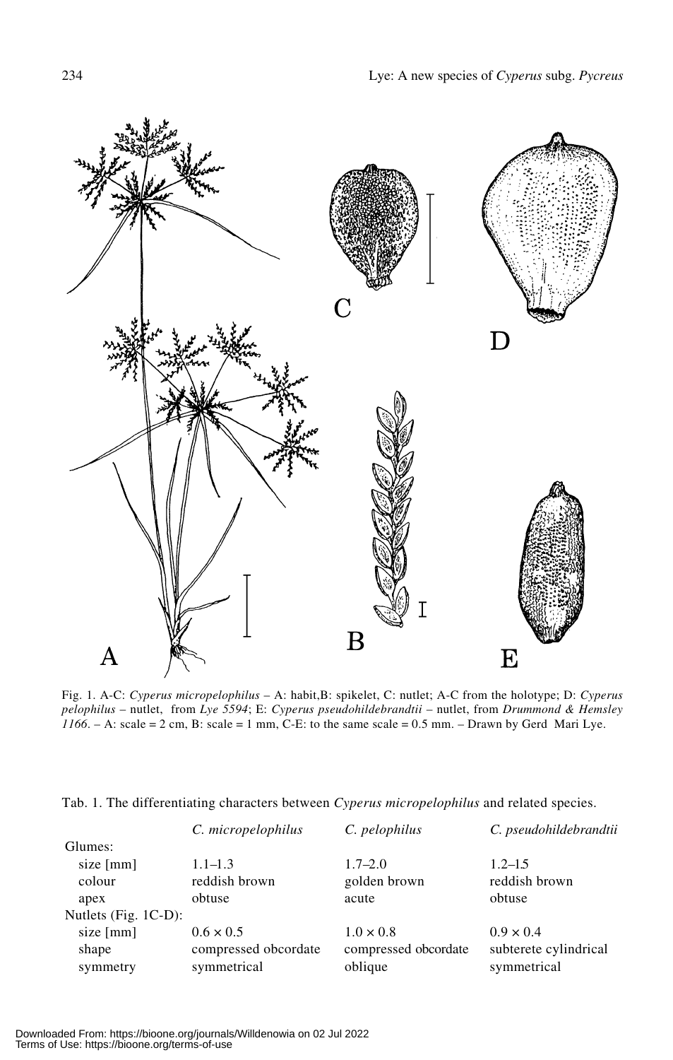Fig. 1. A-C: *Cyperus micropelophilus* – A: habit, B: spikelet, C: nutlet; A-C from the holotype; D: *Cyperus pelophilus* – nutlet, from *Lye 5594*; E: *Cyperus pseudohildebrandtii* – nutlet, from *Drummond & Hemsley 1166*. – A: scale = 2 cm, B: scale = 1 mm, C-E: to the same scale = 0.5 mm. – Drawn by Gerd Mari Lye.

Tab. 1. The differentiating characters between *Cyperus micropelophilus* and related species.

| | *C. micropelophilus* | *C. pelophilus* | *C. pseudohildebrandtii* |
|---|---|---|---|
| Glumes: | | | |
| size [mm] | 1.1–1.3 | 1.7–2.0 | 1.2–1.5 |
| colour | reddish brown | golden brown | reddish brown |
| apex | obtuse | acute | obtuse |
| Nutlets (Fig. 1C-D): | | | |
| size [mm] | 0.6 × 0.5 | 1.0 × 0.8 | 0.9 × 0.4 |
| shape | compressed obcordate | compressed obcordate | subterete cylindrical |
| symmetry | symmetrical | oblique | symmetrical |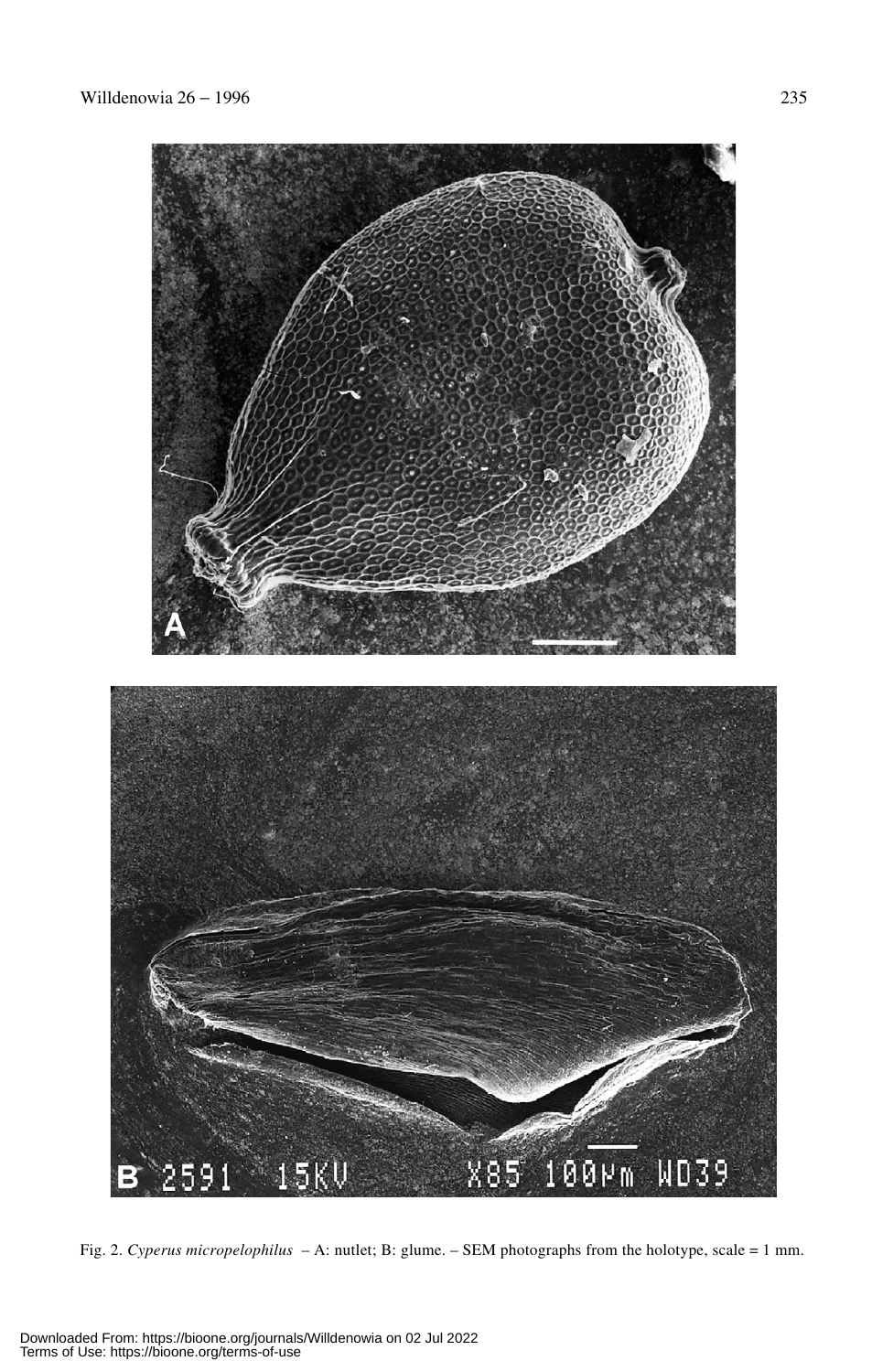Fig. 2. *Cyperus micropelophilus* – A: nutlet; B: glume. – SEM photographs from the holotype, scale = 1 mm.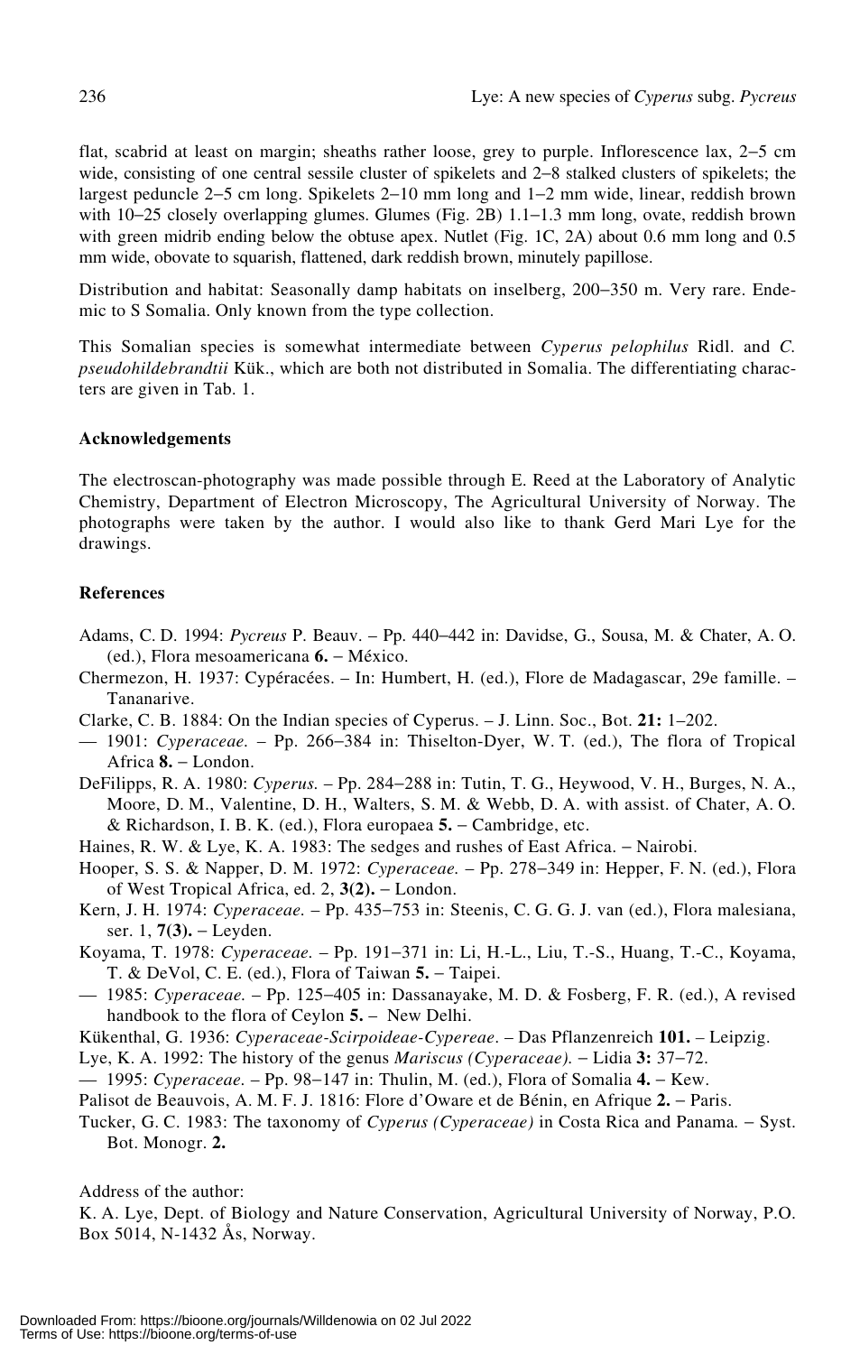flat, scabrid at least on margin; sheaths rather loose, grey to purple. Inflorescence lax, 2–5 cm wide, consisting of one central sessile cluster of spikelets and 2–8 stalked clusters of spikelets; the largest peduncle 2–5 cm long. Spikelets 2–10 mm long and 1–2 mm wide, linear, reddish brown with 10–25 closely overlapping glumes. Glumes (Fig. 2B) 1.1–1.3 mm long, ovate, reddish brown with green midrib ending below the obtuse apex. Nutlet (Fig. 1C, 2A) about 0.6 mm long and 0.5 mm wide, obovate to squarish, flattened, dark reddish brown, minutely papillose.

Distribution and habitat: Seasonally damp habitats on inselberg, 200–350 m. Very rare. Endemic to S Somalia. Only known from the type collection.

This Somalian species is somewhat intermediate between *Cyperus pelophilus* Ridl. and *C. pseudohildebrandtii* Kük., which are both not distributed in Somalia. The differentiating characters are given in Tab. 1.

#### Acknowledgements

The electroscan-photography was made possible through E. Reed at the Laboratory of Analytic Chemistry, Department of Electron Microscopy, The Agricultural University of Norway. The photographs were taken by the author. I would also like to thank Gerd Mari Lye for the drawings.

#### References

Adams, C. D. 1994: *Pycreus* P. Beauv. – Pp. 440–442 in: Davidse, G., Sousa, M. & Chater, A. O. (ed.), Flora mesoamericana **6.** – México.

Chermezon, H. 1937: Cypéracées. – In: Humbert, H. (ed.), Flore de Madagascar, 29e famille. – Tananarive.

Clarke, C. B. 1884: On the Indian species of Cyperus. – J. Linn. Soc., Bot. **21:** 1–202.

— 1901: *Cyperaceae.* – Pp. 266–384 in: Thiselton-Dyer, W. T. (ed.), The flora of Tropical Africa **8.** – London.

DeFilipps, R. A. 1980: *Cyperus.* – Pp. 284–288 in: Tutin, T. G., Heywood, V. H., Burges, N. A., Moore, D. M., Valentine, D. H., Walters, S. M. & Webb, D. A. with assist. of Chater, A. O. & Richardson, I. B. K. (ed.), Flora europaea **5.** – Cambridge, etc.

Haines, R. W. & Lye, K. A. 1983: The sedges and rushes of East Africa. – Nairobi.

Hooper, S. S. & Napper, D. M. 1972: *Cyperaceae.* – Pp. 278–349 in: Hepper, F. N. (ed.), Flora of West Tropical Africa, ed. 2, **3(2).** – London.

Kern, J. H. 1974: *Cyperaceae.* – Pp. 435–753 in: Steenis, C. G. G. J. van (ed.), Flora malesiana, ser. 1, **7(3).** – Leyden.

Koyama, T. 1978: *Cyperaceae.* – Pp. 191–371 in: Li, H.-L., Liu, T.-S., Huang, T.-C., Koyama, T. & DeVol, C. E. (ed.), Flora of Taiwan **5.** – Taipei.

— 1985: *Cyperaceae.* – Pp. 125–405 in: Dassanayake, M. D. & Fosberg, F. R. (ed.), A revised handbook to the flora of Ceylon **5.** – New Delhi.

Kükenthal, G. 1936: *Cyperaceae-Scirpoideae-Cypereae*. – Das Pflanzenreich **101.** – Leipzig.

Lye, K. A. 1992: The history of the genus *Mariscus (Cyperaceae).* – Lidia **3:** 37–72.

— 1995: *Cyperaceae.* – Pp. 98–147 in: Thulin, M. (ed.), Flora of Somalia **4.** – Kew.

Palisot de Beauvois, A. M. F. J. 1816: Flore d'Oware et de Bénin, en Afrique **2.** – Paris.

Tucker, G. C. 1983: The taxonomy of *Cyperus (Cyperaceae)* in Costa Rica and Panama. – Syst. Bot. Monogr. **2.**

Address of the author:

K. A. Lye, Dept. of Biology and Nature Conservation, Agricultural University of Norway, P.O. Box 5014, N-1432 Ås, Norway.